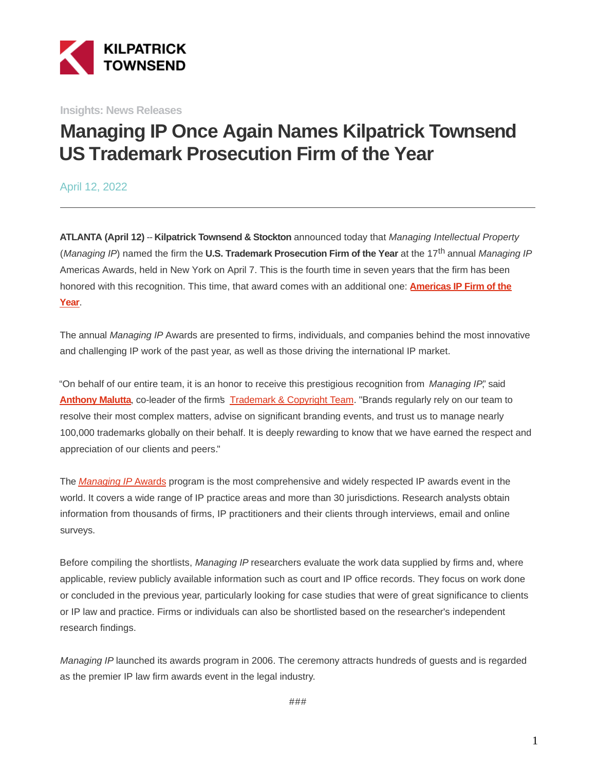KILPATRICK TOWNSEND

Insights: News Releases

# Managing IP Once Again Names Kilpatrick Townsend US Trademark Prosecution Firm of the Year

April 12, 2022

---

**ATLANTA (April 12)** -- **Kilpatrick Townsend & Stockton** announced today that *Managing Intellectual Property* (*Managing IP*) named the firm the **U.S. Trademark Prosecution Firm of the Year** at the 17th annual *Managing IP* Americas Awards, held in New York on April 7. This is the fourth time in seven years that the firm has been honored with this recognition. This time, that award comes with an additional one: **Americas IP Firm of the Year**.

The annual *Managing IP* Awards are presented to firms, individuals, and companies behind the most innovative and challenging IP work of the past year, as well as those driving the international IP market.

"On behalf of our entire team, it is an honor to receive this prestigious recognition from *Managing IP*," said **Anthony Malutta**, co-leader of the firm's Trademark & Copyright Team. "Brands regularly rely on our team to resolve their most complex matters, advise on significant branding events, and trust us to manage nearly 100,000 trademarks globally on their behalf. It is deeply rewarding to know that we have earned the respect and appreciation of our clients and peers."

The *Managing IP* Awards program is the most comprehensive and widely respected IP awards event in the world. It covers a wide range of IP practice areas and more than 30 jurisdictions. Research analysts obtain information from thousands of firms, IP practitioners and their clients through interviews, email and online surveys.

Before compiling the shortlists, *Managing IP* researchers evaluate the work data supplied by firms and, where applicable, review publicly available information such as court and IP office records. They focus on work done or concluded in the previous year, particularly looking for case studies that were of great significance to clients or IP law and practice. Firms or individuals can also be shortlisted based on the researcher's independent research findings.

*Managing IP* launched its awards program in 2006. The ceremony attracts hundreds of guests and is regarded as the premier IP law firm awards event in the legal industry.

###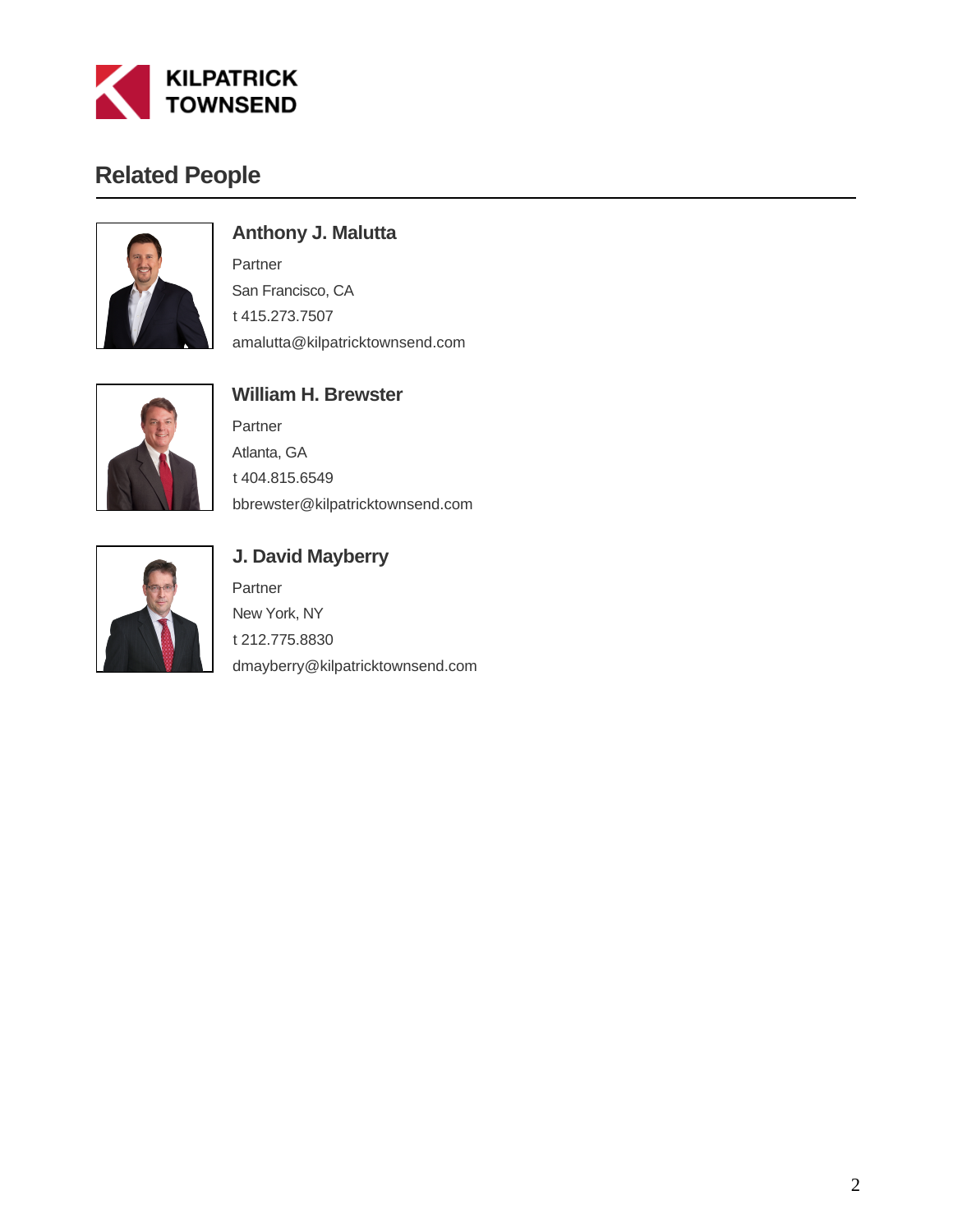## Related People

### Anthony J. Malutta

Partner

San Francisco, CA

t 415.273.7507

amalutta@kilpatricktownsend.com

### William H. Brewster

Partner

Atlanta, GA

t 404.815.6549

bbrewster@kilpatricktownsend.com

### J. David Mayberry

Partner

New York, NY

t 212.775.8830

dmayberry@kilpatricktownsend.com